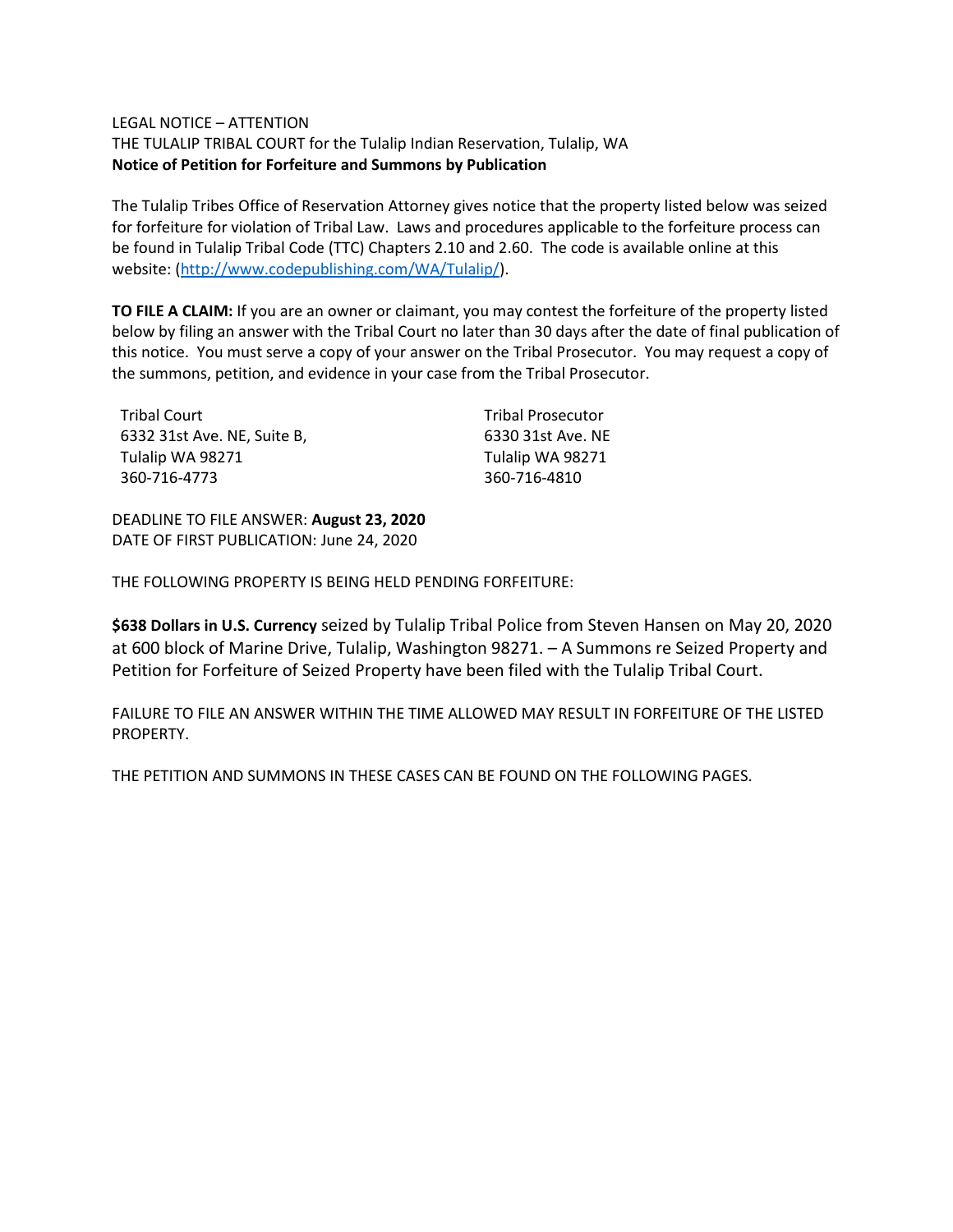LEGAL NOTICE – ATTENTION

THE TULALIP TRIBAL COURT for the Tulalip Indian Reservation, Tulalip, WA

**Notice of Petition for Forfeiture and Summons by Publication**

The Tulalip Tribes Office of Reservation Attorney gives notice that the property listed below was seized for forfeiture for violation of Tribal Law. Laws and procedures applicable to the forfeiture process can be found in Tulalip Tribal Code (TTC) Chapters 2.10 and 2.60. The code is available online at this website: (http://www.codepublishing.com/WA/Tulalip/).

**TO FILE A CLAIM:** If you are an owner or claimant, you may contest the forfeiture of the property listed below by filing an answer with the Tribal Court no later than 30 days after the date of final publication of this notice. You must serve a copy of your answer on the Tribal Prosecutor. You may request a copy of the summons, petition, and evidence in your case from the Tribal Prosecutor.

Tribal Court
6332 31st Ave. NE, Suite B,
Tulalip WA 98271
360-716-4773

Tribal Prosecutor
6330 31st Ave. NE
Tulalip WA 98271
360-716-4810

DEADLINE TO FILE ANSWER: **August 23, 2020**
DATE OF FIRST PUBLICATION: June 24, 2020

THE FOLLOWING PROPERTY IS BEING HELD PENDING FORFEITURE:

**$638 Dollars in U.S. Currency** seized by Tulalip Tribal Police from Steven Hansen on May 20, 2020 at 600 block of Marine Drive, Tulalip, Washington 98271. – A Summons re Seized Property and Petition for Forfeiture of Seized Property have been filed with the Tulalip Tribal Court.

FAILURE TO FILE AN ANSWER WITHIN THE TIME ALLOWED MAY RESULT IN FORFEITURE OF THE LISTED PROPERTY.

THE PETITION AND SUMMONS IN THESE CASES CAN BE FOUND ON THE FOLLOWING PAGES.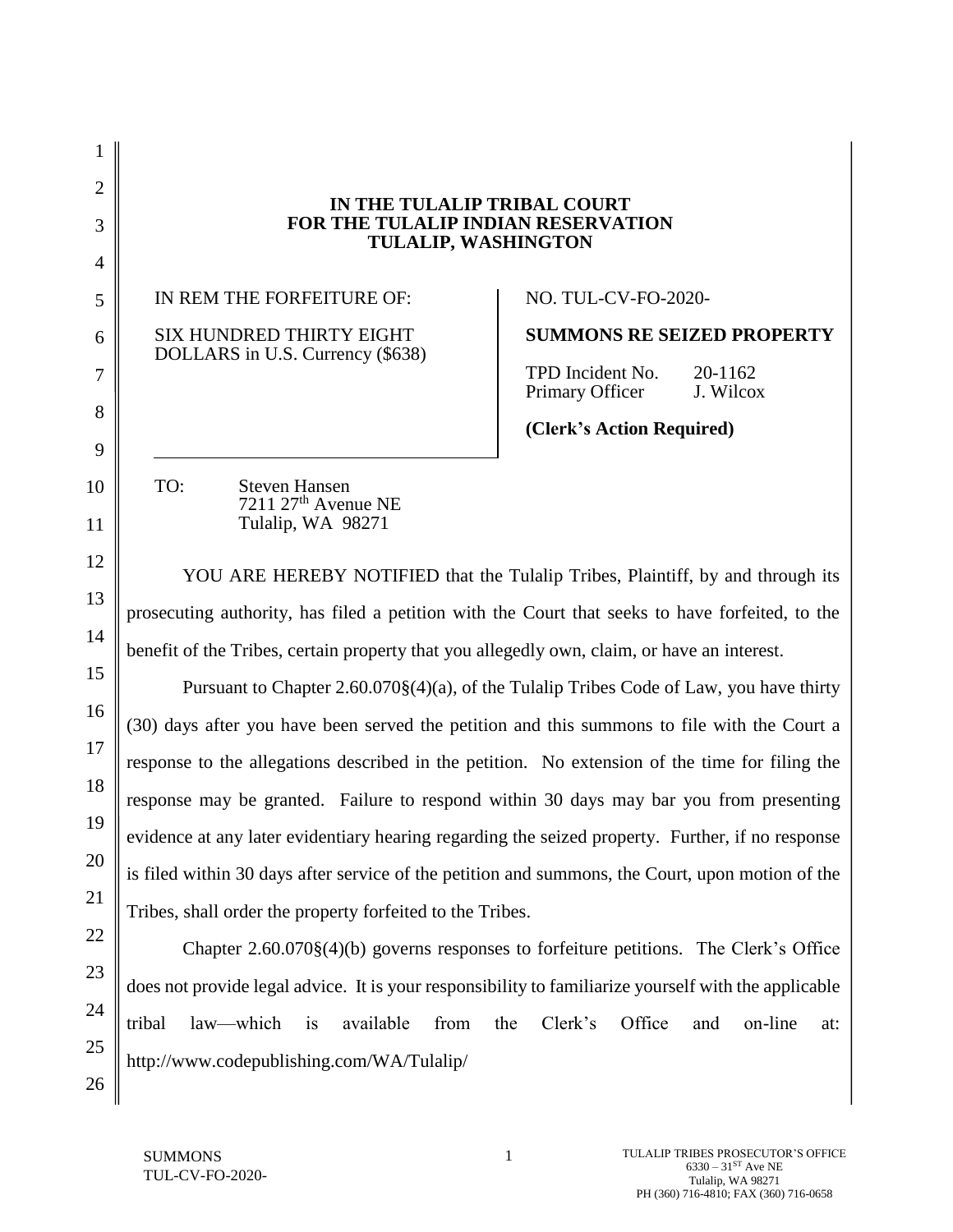**IN THE TULALIP TRIBAL COURT**
**FOR THE TULALIP INDIAN RESERVATION**
**TULALIP, WASHINGTON**

| IN REM THE FORFEITURE OF: SIX HUNDRED THIRTY EIGHT DOLLARS in U.S. Currency ($638) | NO. TUL-CV-FO-2020- **SUMMONS RE SEIZED PROPERTY** TPD Incident No. 20-1162 Primary Officer J. Wilcox **(Clerk's Action Required)** |
|---|---|

TO: Steven Hansen
7211 27th Avenue NE
Tulalip, WA 98271

YOU ARE HEREBY NOTIFIED that the Tulalip Tribes, Plaintiff, by and through its prosecuting authority, has filed a petition with the Court that seeks to have forfeited, to the benefit of the Tribes, certain property that you allegedly own, claim, or have an interest.

Pursuant to Chapter 2.60.070§(4)(a), of the Tulalip Tribes Code of Law, you have thirty (30) days after you have been served the petition and this summons to file with the Court a response to the allegations described in the petition. No extension of the time for filing the response may be granted. Failure to respond within 30 days may bar you from presenting evidence at any later evidentiary hearing regarding the seized property. Further, if no response is filed within 30 days after service of the petition and summons, the Court, upon motion of the Tribes, shall order the property forfeited to the Tribes.

Chapter 2.60.070§(4)(b) governs responses to forfeiture petitions. The Clerk's Office does not provide legal advice. It is your responsibility to familiarize yourself with the applicable tribal law—which is available from the Clerk's Office and on-line at: http://www.codepublishing.com/WA/Tulalip/

SUMMONS
TUL-CV-FO-2020-

TULALIP TRIBES PROSECUTOR'S OFFICE
6330 – 31ST Ave NE
Tulalip, WA 98271
PH (360) 716-4810; FAX (360) 716-0658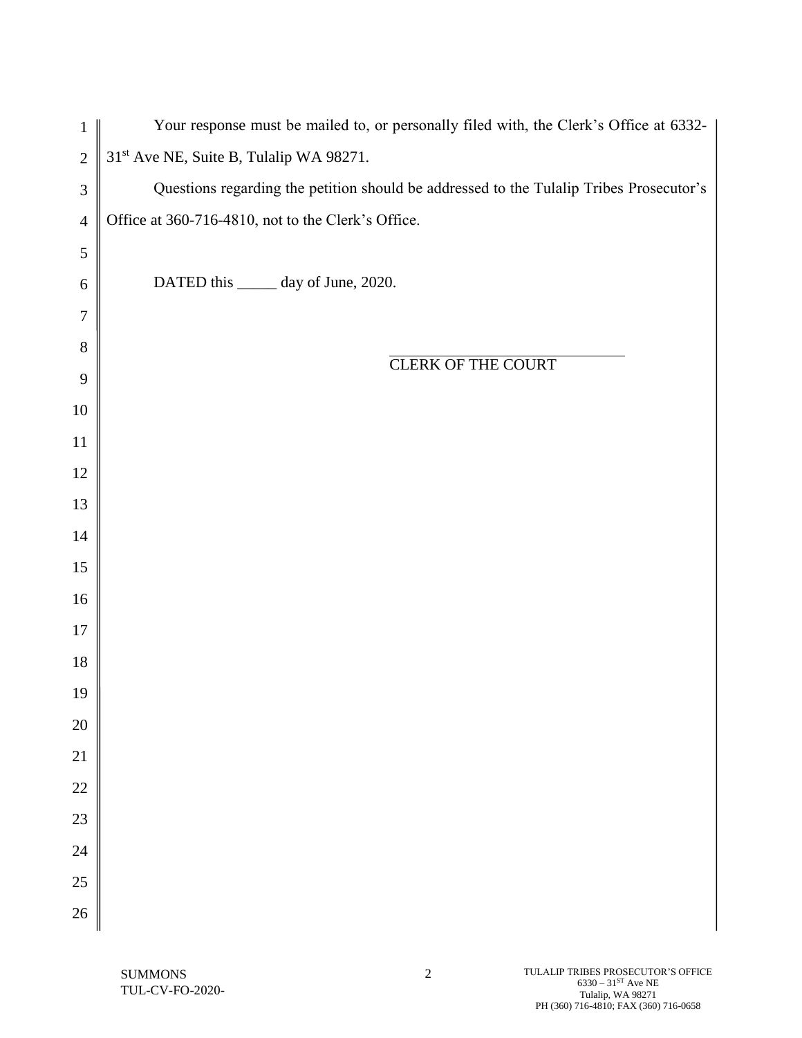Your response must be mailed to, or personally filed with, the Clerk's Office at 6332-31st Ave NE, Suite B, Tulalip WA 98271.

Questions regarding the petition should be addressed to the Tulalip Tribes Prosecutor's Office at 360-716-4810, not to the Clerk's Office.

DATED this _____ day of June, 2020.

\_\_\_\_\_\_\_\_\_\_\_\_\_\_\_\_\_\_\_\_\_\_\_\_\_\_\_\_\_\_

CLERK OF THE COURT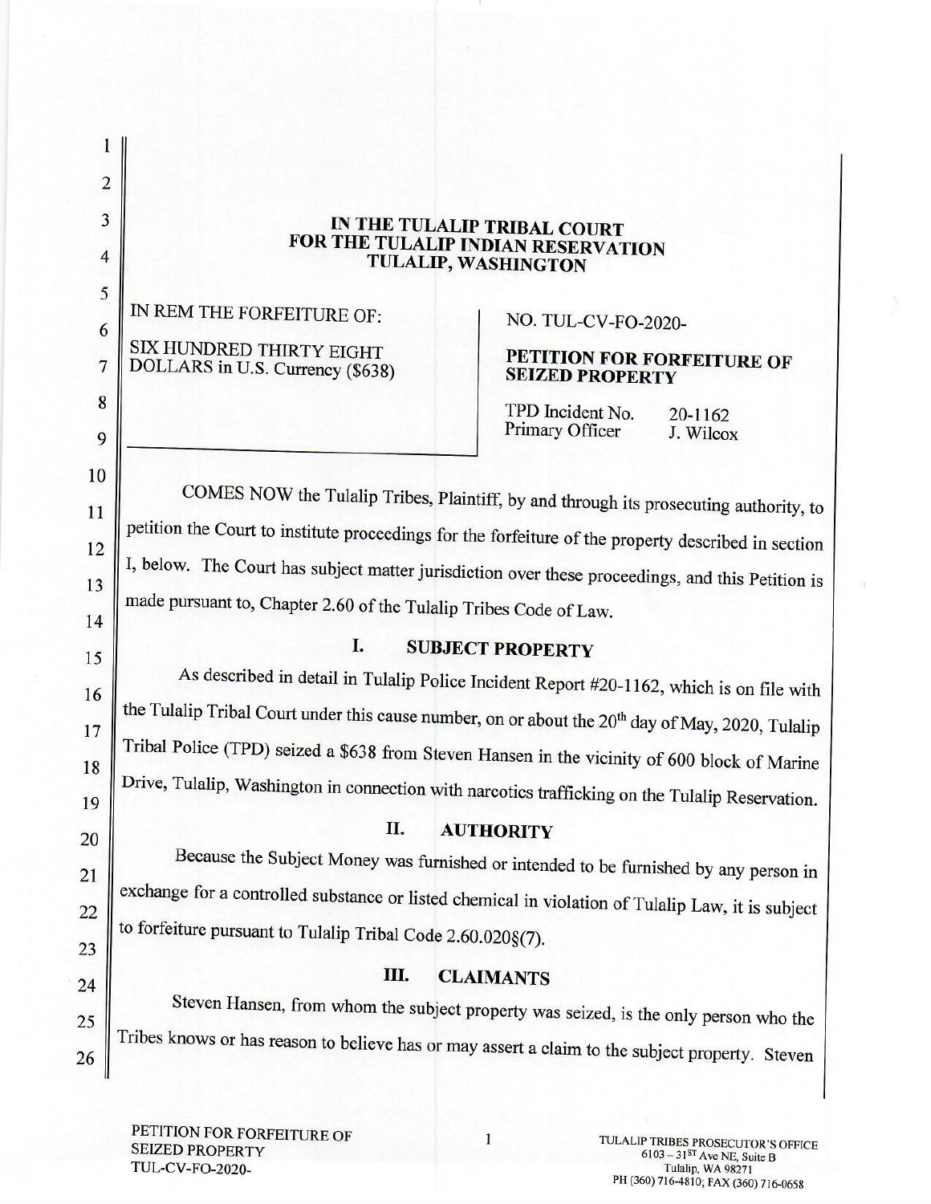# IN THE TULALIP TRIBAL COURT
# FOR THE TULALIP INDIAN RESERVATION
# TULALIP, WASHINGTON

| IN REM THE FORFEITURE OF:<br><br>SIX HUNDRED THIRTY EIGHT DOLLARS in U.S. Currency ($638) | NO. TUL-CV-FO-2020-<br><br>**PETITION FOR FORFEITURE OF SEIZED PROPERTY**<br><br>TPD Incident No. 20-1162<br>Primary Officer J. Wilcox |
|---|---|

COMES NOW the Tulalip Tribes, Plaintiff, by and through its prosecuting authority, to petition the Court to institute proceedings for the forfeiture of the property described in section I, below. The Court has subject matter jurisdiction over these proceedings, and this Petition is made pursuant to, Chapter 2.60 of the Tulalip Tribes Code of Law.

## I. SUBJECT PROPERTY

As described in detail in Tulalip Police Incident Report #20-1162, which is on file with the Tulalip Tribal Court under this cause number, on or about the 20th day of May, 2020, Tulalip Tribal Police (TPD) seized a $638 from Steven Hansen in the vicinity of 600 block of Marine Drive, Tulalip, Washington in connection with narcotics trafficking on the Tulalip Reservation.

## II. AUTHORITY

Because the Subject Money was furnished or intended to be furnished by any person in exchange for a controlled substance or listed chemical in violation of Tulalip Law, it is subject to forfeiture pursuant to Tulalip Tribal Code 2.60.020§(7).

## III. CLAIMANTS

Steven Hansen, from whom the subject property was seized, is the only person who the Tribes knows or has reason to believe has or may assert a claim to the subject property. Steven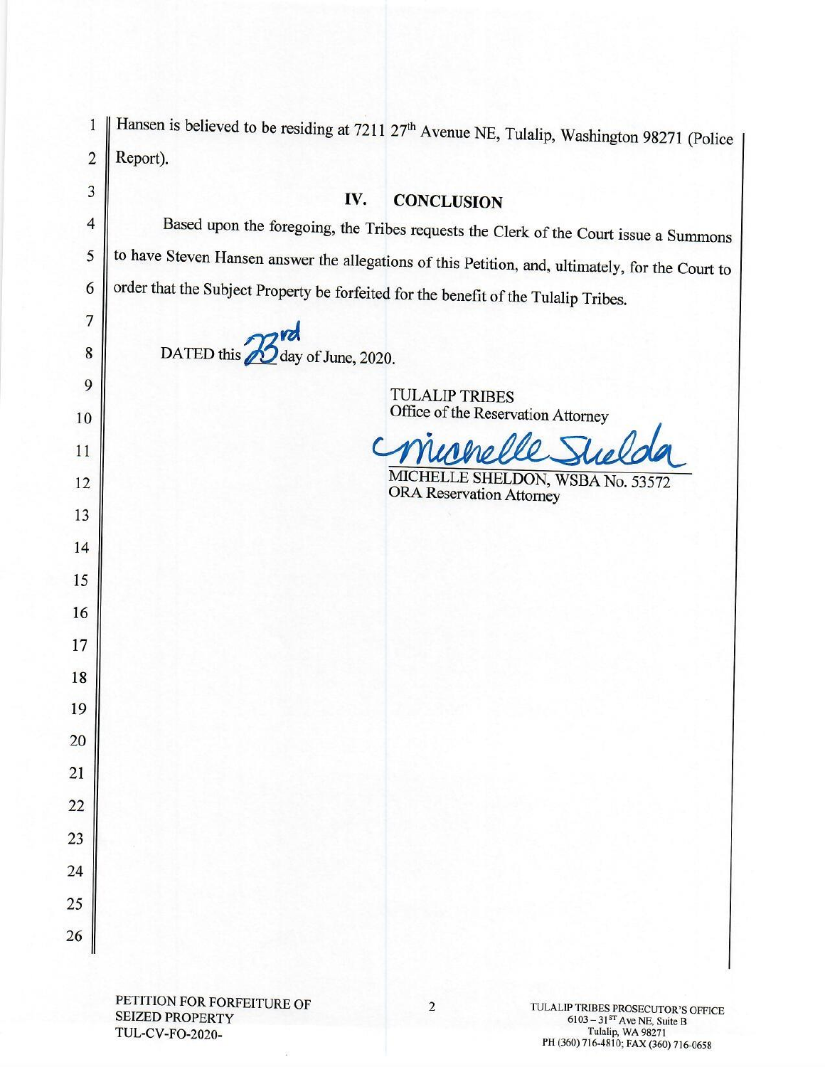Hansen is believed to be residing at 7211 27th Avenue NE, Tulalip, Washington 98271 (Police Report).

## IV. CONCLUSION

Based upon the foregoing, the Tribes requests the Clerk of the Court issue a Summons to have Steven Hansen answer the allegations of this Petition, and, ultimately, for the Court to order that the Subject Property be forfeited for the benefit of the Tulalip Tribes.

DATED this 23rd day of June, 2020.

TULALIP TRIBES
Office of the Reservation Attorney

Michelle Sheldon

MICHELLE SHELDON, WSBA No. 53572
ORA Reservation Attorney

PETITION FOR FORFEITURE OF SEIZED PROPERTY
TUL-CV-FO-2020-

TULALIP TRIBES PROSECUTOR'S OFFICE
6103 – 31ST Ave NE, Suite B
Tulalip, WA 98271
PH (360) 716-4810; FAX (360) 716-0658